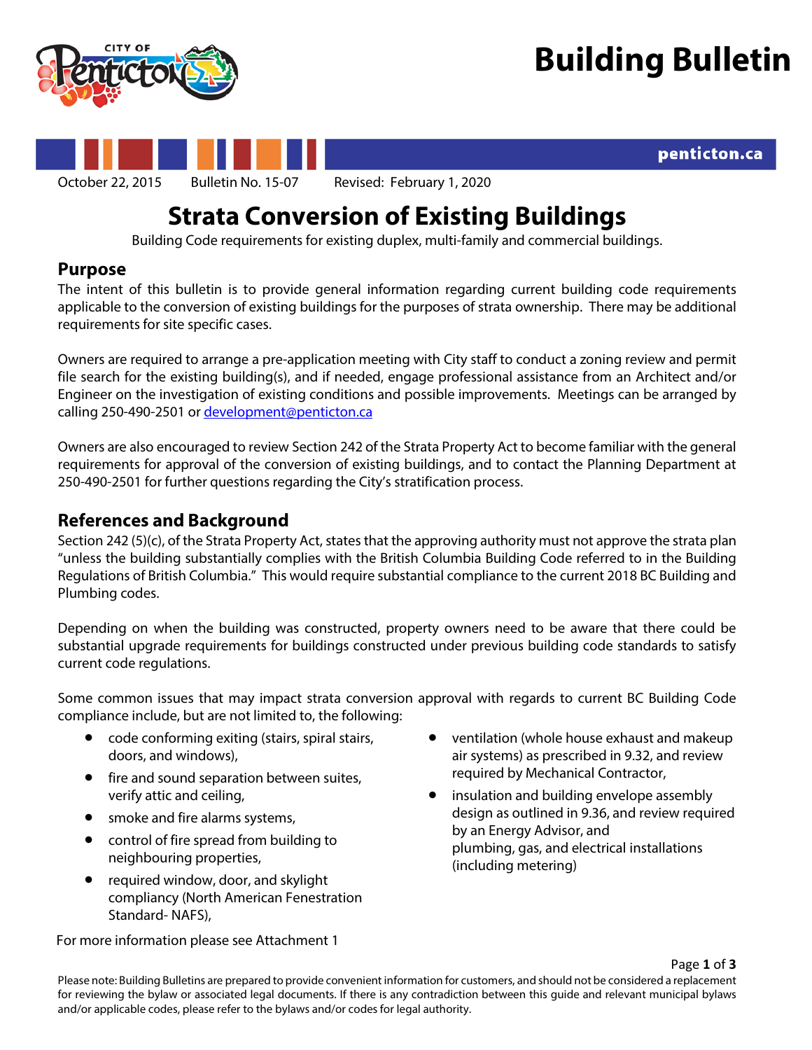# Building Bulletin

penticton.ca

October 22, 2015 Bulletin No. 15-07 Revised: February 1, 2020

# Strata Conversion of Existing Buildings

Building Code requirements for existing duplex, multi-family and commercial buildings.

## Purpose

The intent of this bulletin is to provide general information regarding current building code requirements applicable to the conversion of existing buildings for the purposes of strata ownership. There may be additional requirements for site specific cases.

Owners are required to arrange a pre-application meeting with City staff to conduct a zoning review and permit file search for the existing building(s), and if needed, engage professional assistance from an Architect and/or Engineer on the investigation of existing conditions and possible improvements. Meetings can be arranged by calling 250-490-2501 or [development@penticton.ca](mailto:development@penticton.ca)

Owners are also encouraged to review Section 242 of the Strata Property Act to become familiar with the general requirements for approval of the conversion of existing buildings, and to contact the Planning Department at 250-490-2501 for further questions regarding the City's stratification process.

## References and Background

Section 242 (5)(c), of the Strata Property Act, states that the approving authority must not approve the strata plan "unless the building substantially complies with the British Columbia Building Code referred to in the Building Regulations of British Columbia." This would require substantial compliance to the current 2018 BC Building and Plumbing codes.

Depending on when the building was constructed, property owners need to be aware that there could be substantial upgrade requirements for buildings constructed under previous building code standards to satisfy current code regulations.

Some common issues that may impact strata conversion approval with regards to current BC Building Code compliance include, but are not limited to, the following:

- code conforming exiting (stairs, spiral stairs, doors, and windows),
- fire and sound separation between suites, verify attic and ceiling,
- smoke and fire alarms systems,
- control of fire spread from building to neighbouring properties,
- required window, door, and skylight compliancy (North American Fenestration Standard- NAFS),
- ventilation (whole house exhaust and makeup air systems) as prescribed in 9.32, and review required by Mechanical Contractor,
- insulation and building envelope assembly design as outlined in 9.36, and review required by an Energy Advisor, and plumbing, gas, and electrical installations (including metering)

For more information please see Attachment 1

Please note: Building Bulletins are prepared to provide convenient information for customers, and should not be considered a replacement for reviewing the bylaw or associated legal documents. If there is any contradiction between this guide and relevant municipal bylaws and/or applicable codes, please refer to the bylaws and/or codes for legal authority.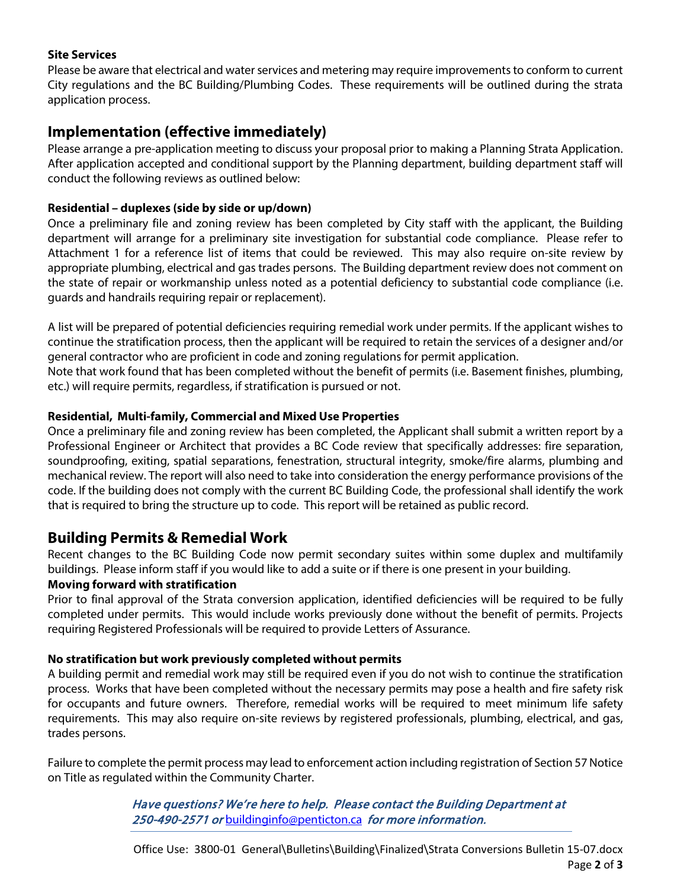**Site Services**

Please be aware that electrical and water services and metering may require improvements to conform to current City regulations and the BC Building/Plumbing Codes. These requirements will be outlined during the strata application process.

## Implementation (effective immediately)

Please arrange a pre-application meeting to discuss your proposal prior to making a Planning Strata Application. After application accepted and conditional support by the Planning department, building department staff will conduct the following reviews as outlined below:

**Residential – duplexes (side by side or up/down)**

Once a preliminary file and zoning review has been completed by City staff with the applicant, the Building department will arrange for a preliminary site investigation for substantial code compliance. Please refer to Attachment 1 for a reference list of items that could be reviewed. This may also require on-site review by appropriate plumbing, electrical and gas trades persons. The Building department review does not comment on the state of repair or workmanship unless noted as a potential deficiency to substantial code compliance (i.e. guards and handrails requiring repair or replacement).

A list will be prepared of potential deficiencies requiring remedial work under permits. If the applicant wishes to continue the stratification process, then the applicant will be required to retain the services of a designer and/or general contractor who are proficient in code and zoning regulations for permit application.
Note that work found that has been completed without the benefit of permits (i.e. Basement finishes, plumbing, etc.) will require permits, regardless, if stratification is pursued or not.

**Residential, Multi-family, Commercial and Mixed Use Properties**

Once a preliminary file and zoning review has been completed, the Applicant shall submit a written report by a Professional Engineer or Architect that provides a BC Code review that specifically addresses: fire separation, soundproofing, exiting, spatial separations, fenestration, structural integrity, smoke/fire alarms, plumbing and mechanical review. The report will also need to take into consideration the energy performance provisions of the code. If the building does not comply with the current BC Building Code, the professional shall identify the work that is required to bring the structure up to code. This report will be retained as public record.

## Building Permits & Remedial Work

Recent changes to the BC Building Code now permit secondary suites within some duplex and multifamily buildings. Please inform staff if you would like to add a suite or if there is one present in your building.

**Moving forward with stratification**

Prior to final approval of the Strata conversion application, identified deficiencies will be required to be fully completed under permits. This would include works previously done without the benefit of permits. Projects requiring Registered Professionals will be required to provide Letters of Assurance.

**No stratification but work previously completed without permits**

A building permit and remedial work may still be required even if you do not wish to continue the stratification process. Works that have been completed without the necessary permits may pose a health and fire safety risk for occupants and future owners. Therefore, remedial works will be required to meet minimum life safety requirements. This may also require on-site reviews by registered professionals, plumbing, electrical, and gas, trades persons.

Failure to complete the permit process may lead to enforcement action including registration of Section 57 Notice on Title as regulated within the Community Charter.

***Have questions? We're here to help. Please contact the Building Department at 250-490-2571 or*** buildinginfo@penticton.ca ***for more information.***

Office Use: 3800-01 General\Bulletins\Building\Finalized\Strata Conversions Bulletin 15-07.docx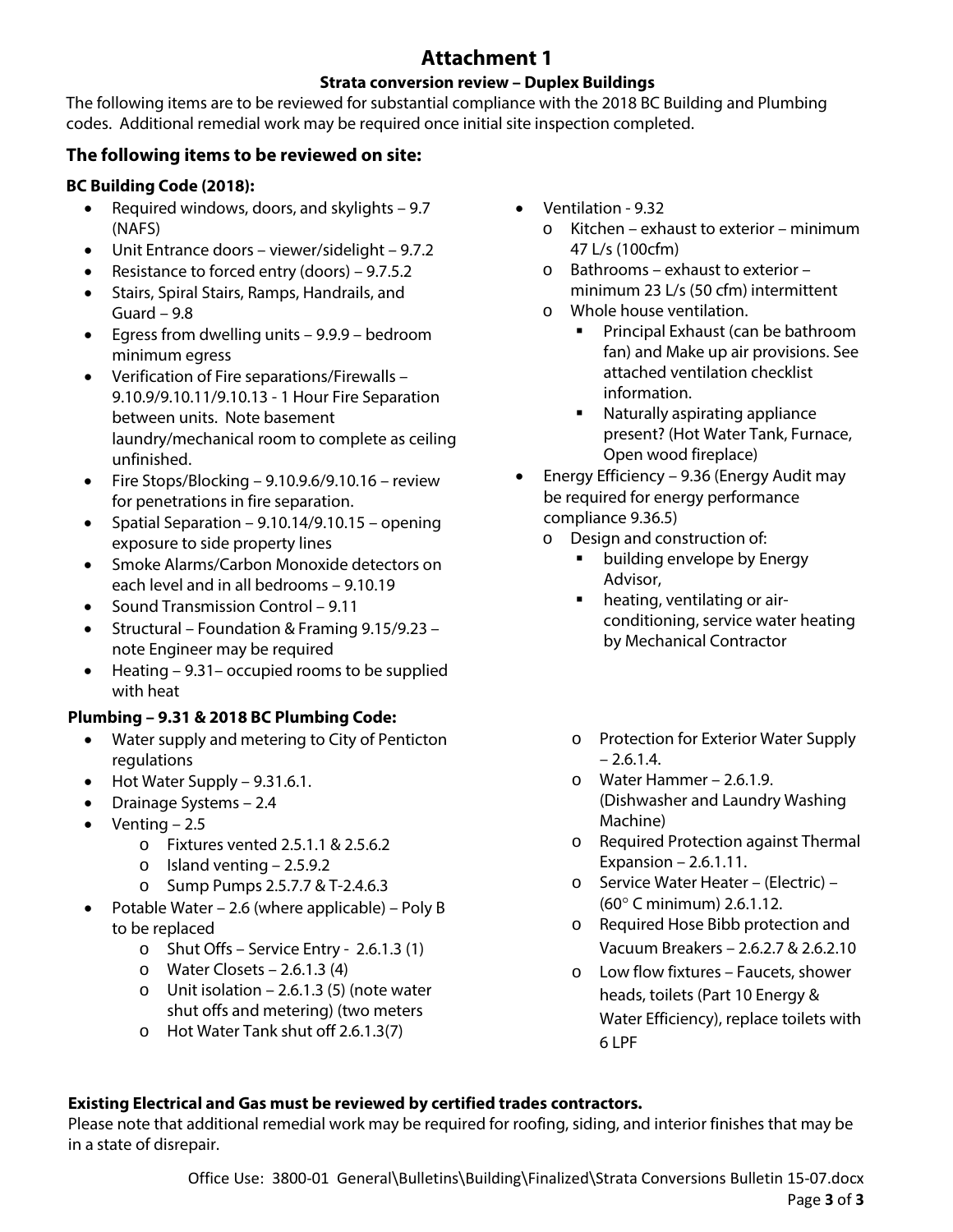# Attachment 1

**Strata conversion review – Duplex Buildings**

The following items are to be reviewed for substantial compliance with the 2018 BC Building and Plumbing codes. Additional remedial work may be required once initial site inspection completed.

### The following items to be reviewed on site:

**BC Building Code (2018):**

- Required windows, doors, and skylights – 9.7 (NAFS)
- Unit Entrance doors – viewer/sidelight – 9.7.2
- Resistance to forced entry (doors) – 9.7.5.2
- Stairs, Spiral Stairs, Ramps, Handrails, and Guard – 9.8
- Egress from dwelling units – 9.9.9 – bedroom minimum egress
- Verification of Fire separations/Firewalls – 9.10.9/9.10.11/9.10.13 - 1 Hour Fire Separation between units. Note basement laundry/mechanical room to complete as ceiling unfinished.
- Fire Stops/Blocking – 9.10.9.6/9.10.16 – review for penetrations in fire separation.
- Spatial Separation – 9.10.14/9.10.15 – opening exposure to side property lines
- Smoke Alarms/Carbon Monoxide detectors on each level and in all bedrooms – 9.10.19
- Sound Transmission Control – 9.11
- Structural – Foundation & Framing 9.15/9.23 – note Engineer may be required
- Heating – 9.31– occupied rooms to be supplied with heat
- Ventilation - 9.32
  - Kitchen – exhaust to exterior – minimum 47 L/s (100cfm)
  - Bathrooms – exhaust to exterior – minimum 23 L/s (50 cfm) intermittent
  - Whole house ventilation.
    - Principal Exhaust (can be bathroom fan) and Make up air provisions. See attached ventilation checklist information.
    - Naturally aspirating appliance present? (Hot Water Tank, Furnace, Open wood fireplace)
- Energy Efficiency – 9.36 (Energy Audit may be required for energy performance compliance 9.36.5)
  - Design and construction of:
    - building envelope by Energy Advisor,
    - heating, ventilating or air-conditioning, service water heating by Mechanical Contractor

**Plumbing – 9.31 & 2018 BC Plumbing Code:**

- Water supply and metering to City of Penticton regulations
- Hot Water Supply – 9.31.6.1.
- Drainage Systems – 2.4
- Venting – 2.5
  - Fixtures vented 2.5.1.1 & 2.5.6.2
  - Island venting – 2.5.9.2
  - Sump Pumps 2.5.7.7 & T-2.4.6.3
- Potable Water – 2.6 (where applicable) – Poly B to be replaced
  - Shut Offs – Service Entry - 2.6.1.3 (1)
  - Water Closets – 2.6.1.3 (4)
  - Unit isolation – 2.6.1.3 (5) (note water shut offs and metering) (two meters
  - Hot Water Tank shut off 2.6.1.3(7)
  - Protection for Exterior Water Supply – 2.6.1.4.
  - Water Hammer – 2.6.1.9. (Dishwasher and Laundry Washing Machine)
  - Required Protection against Thermal Expansion – 2.6.1.11.
  - Service Water Heater – (Electric) – (60° C minimum) 2.6.1.12.
  - Required Hose Bibb protection and Vacuum Breakers – 2.6.2.7 & 2.6.2.10
  - Low flow fixtures – Faucets, shower heads, toilets (Part 10 Energy & Water Efficiency), replace toilets with 6 LPF

**Existing Electrical and Gas must be reviewed by certified trades contractors.**

Please note that additional remedial work may be required for roofing, siding, and interior finishes that may be in a state of disrepair.

Office Use: 3800-01 General\Bulletins\Building\Finalized\Strata Conversions Bulletin 15-07.docx